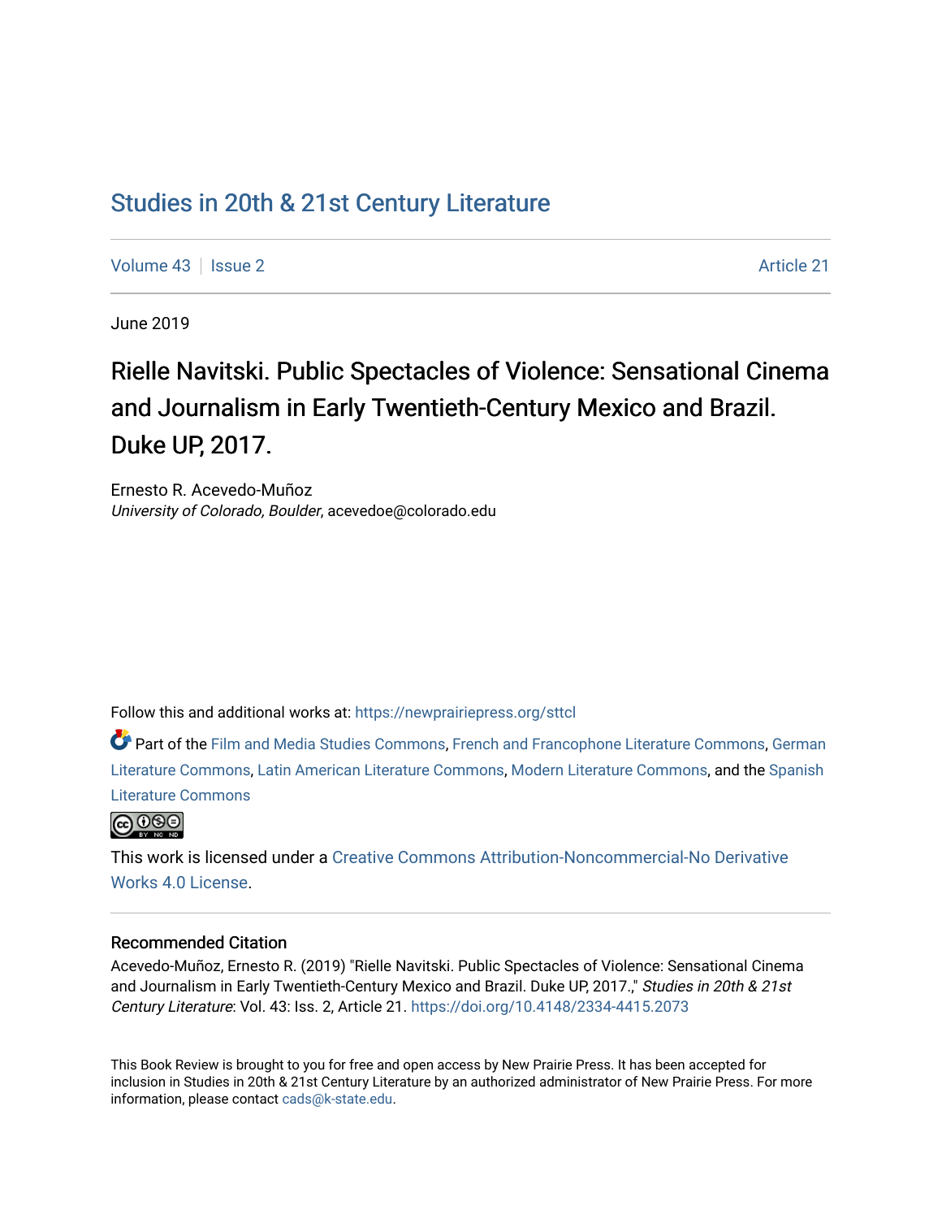# Studies in 20th & 21st Century Literature

Volume 43 | Issue 2 Article 21

June 2019

## Rielle Navitski. Public Spectacles of Violence: Sensational Cinema and Journalism in Early Twentieth-Century Mexico and Brazil. Duke UP, 2017.

Ernesto R. Acevedo-Muñoz
*University of Colorado, Boulder*, acevedoe@colorado.edu

Follow this and additional works at: https://newprairiepress.org/sttcl

Part of the Film and Media Studies Commons, French and Francophone Literature Commons, German Literature Commons, Latin American Literature Commons, Modern Literature Commons, and the Spanish Literature Commons

This work is licensed under a Creative Commons Attribution-Noncommercial-No Derivative Works 4.0 License.

### Recommended Citation

Acevedo-Muñoz, Ernesto R. (2019) "Rielle Navitski. Public Spectacles of Violence: Sensational Cinema and Journalism in Early Twentieth-Century Mexico and Brazil. Duke UP, 2017.," *Studies in 20th & 21st Century Literature*: Vol. 43: Iss. 2, Article 21. https://doi.org/10.4148/2334-4415.2073

This Book Review is brought to you for free and open access by New Prairie Press. It has been accepted for inclusion in Studies in 20th & 21st Century Literature by an authorized administrator of New Prairie Press. For more information, please contact cads@k-state.edu.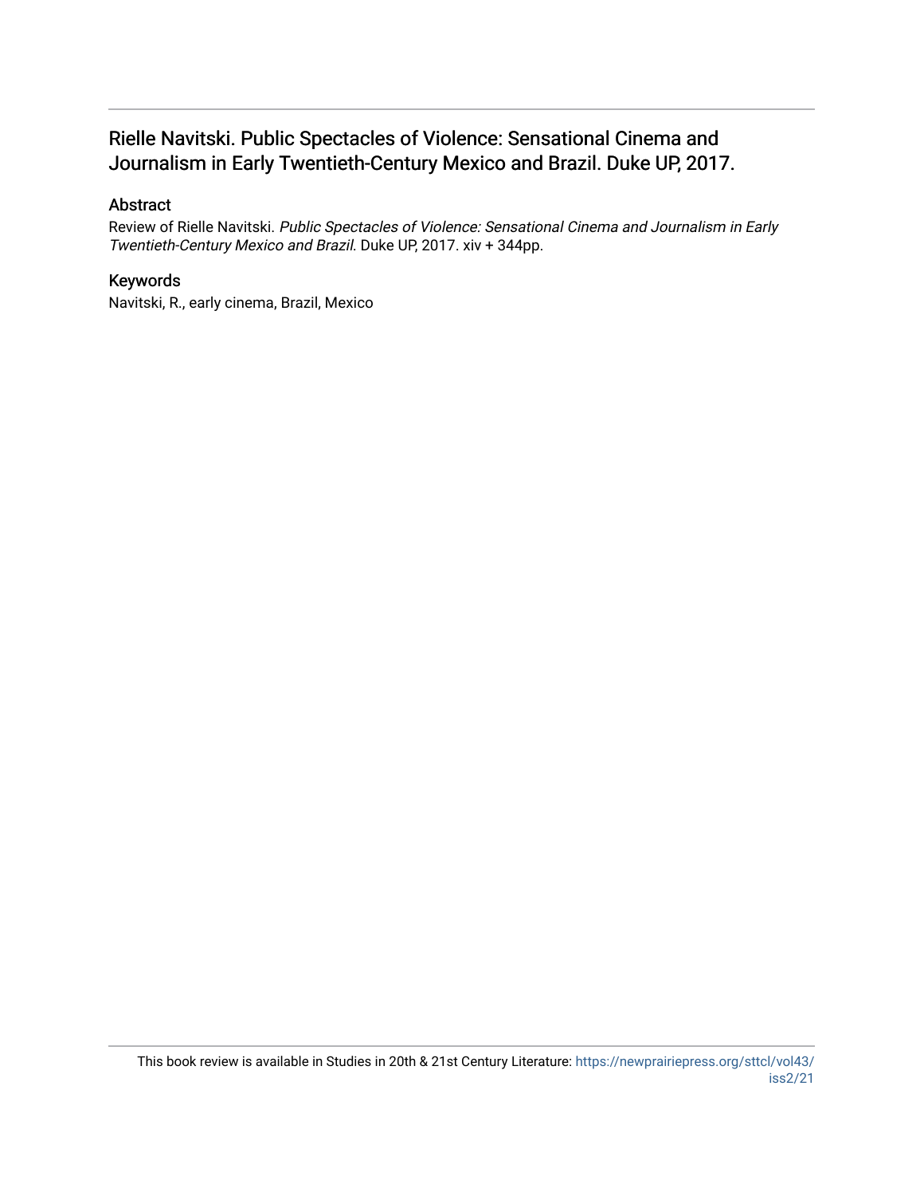## Rielle Navitski. Public Spectacles of Violence: Sensational Cinema and Journalism in Early Twentieth-Century Mexico and Brazil. Duke UP, 2017.

### Abstract

Review of Rielle Navitski. *Public Spectacles of Violence: Sensational Cinema and Journalism in Early Twentieth-Century Mexico and Brazil*. Duke UP, 2017. xiv + 344pp.

### Keywords

Navitski, R., early cinema, Brazil, Mexico

This book review is available in Studies in 20th & 21st Century Literature: https://newprairiepress.org/sttcl/vol43/iss2/21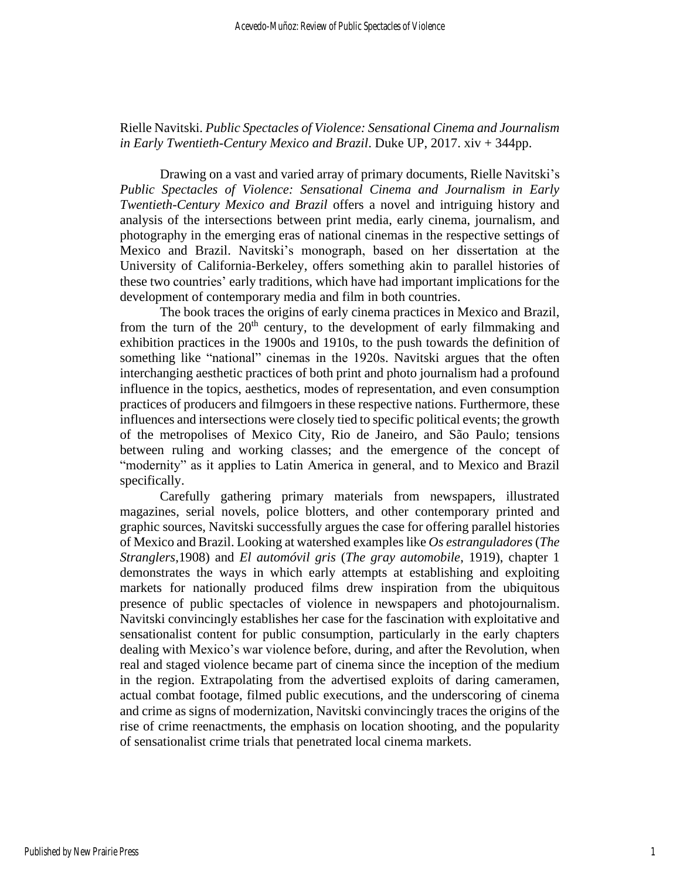Rielle Navitski. *Public Spectacles of Violence: Sensational Cinema and Journalism in Early Twentieth-Century Mexico and Brazil*. Duke UP, 2017. xiv + 344pp.

Drawing on a vast and varied array of primary documents, Rielle Navitski's *Public Spectacles of Violence: Sensational Cinema and Journalism in Early Twentieth-Century Mexico and Brazil* offers a novel and intriguing history and analysis of the intersections between print media, early cinema, journalism, and photography in the emerging eras of national cinemas in the respective settings of Mexico and Brazil. Navitski's monograph, based on her dissertation at the University of California-Berkeley, offers something akin to parallel histories of these two countries' early traditions, which have had important implications for the development of contemporary media and film in both countries.

The book traces the origins of early cinema practices in Mexico and Brazil, from the turn of the 20th century, to the development of early filmmaking and exhibition practices in the 1900s and 1910s, to the push towards the definition of something like "national" cinemas in the 1920s. Navitski argues that the often interchanging aesthetic practices of both print and photo journalism had a profound influence in the topics, aesthetics, modes of representation, and even consumption practices of producers and filmgoers in these respective nations. Furthermore, these influences and intersections were closely tied to specific political events; the growth of the metropolises of Mexico City, Rio de Janeiro, and São Paulo; tensions between ruling and working classes; and the emergence of the concept of "modernity" as it applies to Latin America in general, and to Mexico and Brazil specifically.

Carefully gathering primary materials from newspapers, illustrated magazines, serial novels, police blotters, and other contemporary printed and graphic sources, Navitski successfully argues the case for offering parallel histories of Mexico and Brazil. Looking at watershed examples like *Os estranguladores* (*The Stranglers*,1908) and *El automóvil gris* (*The gray automobile*, 1919), chapter 1 demonstrates the ways in which early attempts at establishing and exploiting markets for nationally produced films drew inspiration from the ubiquitous presence of public spectacles of violence in newspapers and photojournalism. Navitski convincingly establishes her case for the fascination with exploitative and sensationalist content for public consumption, particularly in the early chapters dealing with Mexico's war violence before, during, and after the Revolution, when real and staged violence became part of cinema since the inception of the medium in the region. Extrapolating from the advertised exploits of daring cameramen, actual combat footage, filmed public executions, and the underscoring of cinema and crime as signs of modernization, Navitski convincingly traces the origins of the rise of crime reenactments, the emphasis on location shooting, and the popularity of sensationalist crime trials that penetrated local cinema markets.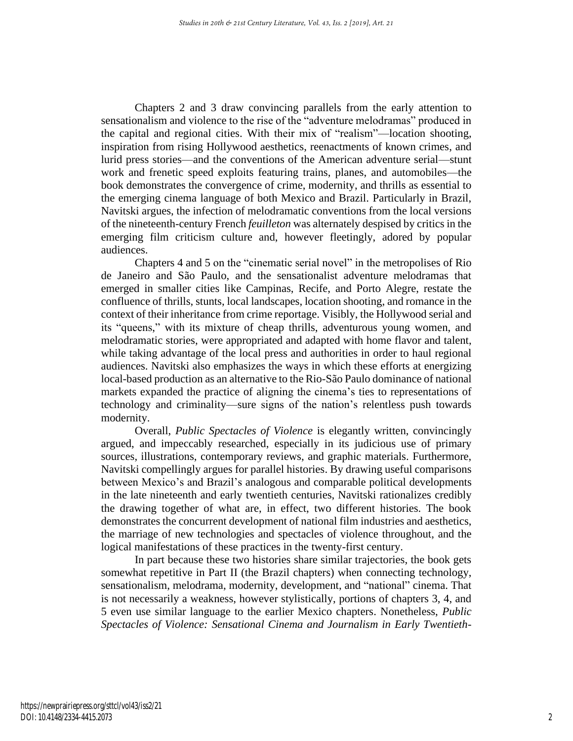Chapters 2 and 3 draw convincing parallels from the early attention to sensationalism and violence to the rise of the "adventure melodramas" produced in the capital and regional cities. With their mix of "realism"—location shooting, inspiration from rising Hollywood aesthetics, reenactments of known crimes, and lurid press stories—and the conventions of the American adventure serial—stunt work and frenetic speed exploits featuring trains, planes, and automobiles—the book demonstrates the convergence of crime, modernity, and thrills as essential to the emerging cinema language of both Mexico and Brazil. Particularly in Brazil, Navitski argues, the infection of melodramatic conventions from the local versions of the nineteenth-century French *feuilleton* was alternately despised by critics in the emerging film criticism culture and, however fleetingly, adored by popular audiences.

Chapters 4 and 5 on the "cinematic serial novel" in the metropolises of Rio de Janeiro and São Paulo, and the sensationalist adventure melodramas that emerged in smaller cities like Campinas, Recife, and Porto Alegre, restate the confluence of thrills, stunts, local landscapes, location shooting, and romance in the context of their inheritance from crime reportage. Visibly, the Hollywood serial and its "queens," with its mixture of cheap thrills, adventurous young women, and melodramatic stories, were appropriated and adapted with home flavor and talent, while taking advantage of the local press and authorities in order to haul regional audiences. Navitski also emphasizes the ways in which these efforts at energizing local-based production as an alternative to the Rio-São Paulo dominance of national markets expanded the practice of aligning the cinema's ties to representations of technology and criminality—sure signs of the nation's relentless push towards modernity.

Overall, *Public Spectacles of Violence* is elegantly written, convincingly argued, and impeccably researched, especially in its judicious use of primary sources, illustrations, contemporary reviews, and graphic materials. Furthermore, Navitski compellingly argues for parallel histories. By drawing useful comparisons between Mexico's and Brazil's analogous and comparable political developments in the late nineteenth and early twentieth centuries, Navitski rationalizes credibly the drawing together of what are, in effect, two different histories. The book demonstrates the concurrent development of national film industries and aesthetics, the marriage of new technologies and spectacles of violence throughout, and the logical manifestations of these practices in the twenty-first century.

In part because these two histories share similar trajectories, the book gets somewhat repetitive in Part II (the Brazil chapters) when connecting technology, sensationalism, melodrama, modernity, development, and "national" cinema. That is not necessarily a weakness, however stylistically, portions of chapters 3, 4, and 5 even use similar language to the earlier Mexico chapters. Nonetheless, *Public Spectacles of Violence: Sensational Cinema and Journalism in Early Twentieth-*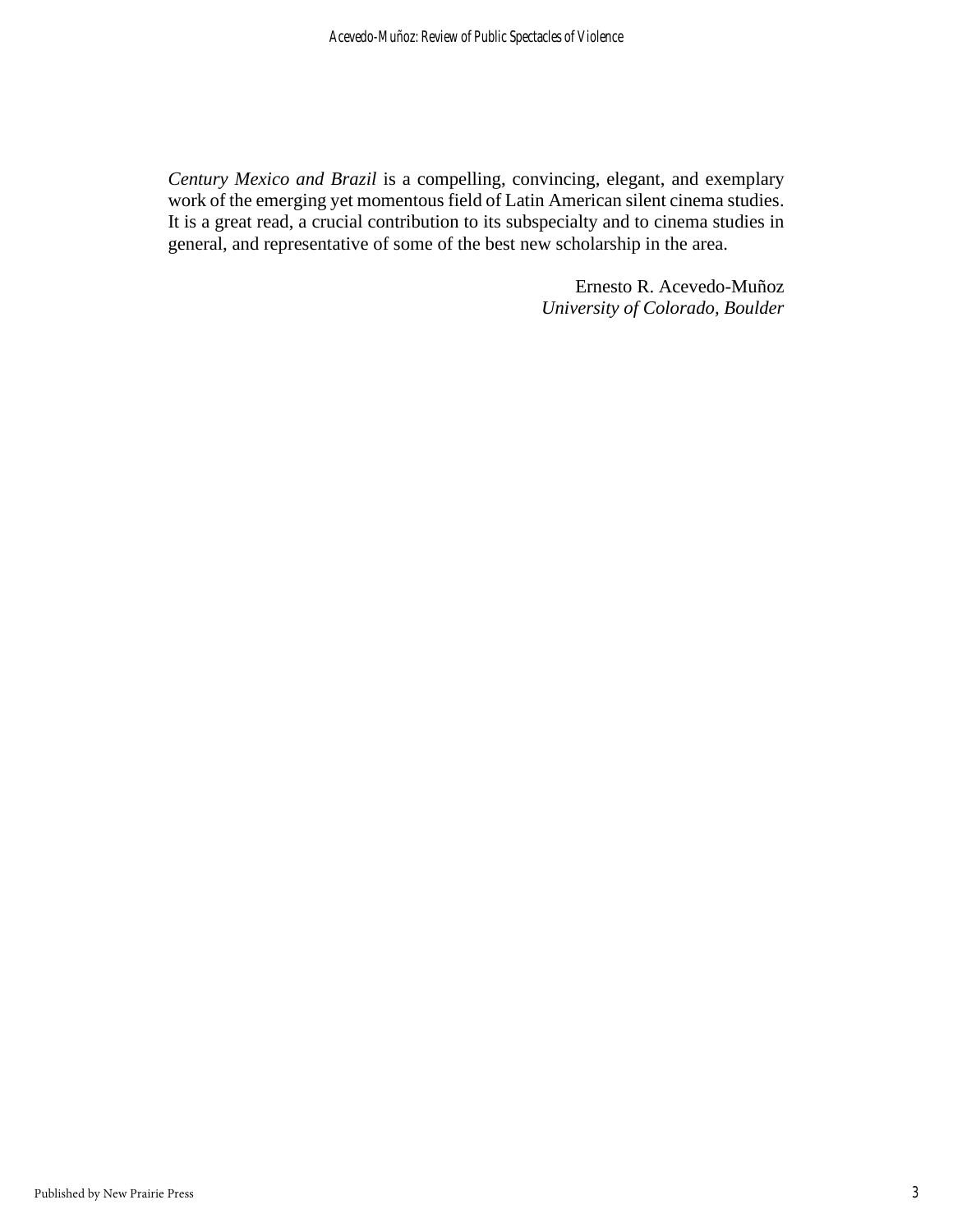*Century Mexico and Brazil* is a compelling, convincing, elegant, and exemplary work of the emerging yet momentous field of Latin American silent cinema studies. It is a great read, a crucial contribution to its subspecialty and to cinema studies in general, and representative of some of the best new scholarship in the area.

Ernesto R. Acevedo-Muñoz
*University of Colorado, Boulder*